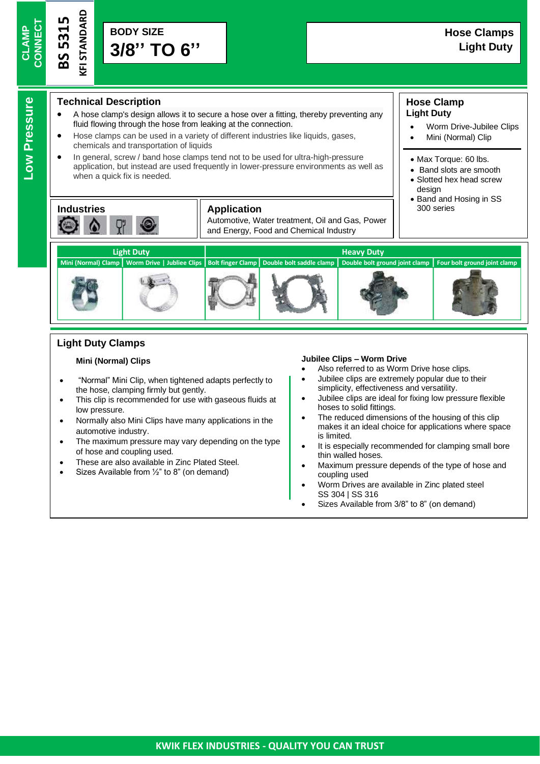CLAMP CONNECT

**BS 5315**

**KFI STANDARD**

**BODY SIZE**

# 3/8'' TO 6''

## Hose Clamps
## Light Duty

**Low Pressure**

## Technical Description

- A hose clamp's design allows it to secure a hose over a fitting, thereby preventing any fluid flowing through the hose from leaking at the connection.
- Hose clamps can be used in a variety of different industries like liquids, gases, chemicals and transportation of liquids
- In general, screw / band hose clamps tend not to be used for ultra-high-pressure application, but instead are used frequently in lower-pressure environments as well as when a quick fix is needed.

## Hose Clamp
### Light Duty

- Worm Drive-Jubilee Clips
- Mini (Normal) Clip

- Max Torque: 60 lbs.
- Band slots are smooth
- Slotted hex head screw design
- Band and Hosing in SS 300 series

## Industries

## Application

Automotive, Water treatment, Oil and Gas, Power and Energy, Food and Chemical Industry

| Light Duty | | Heavy Duty | | | |
|---|---|---|---|---|---|
| Mini (Normal) Clamp | Worm Drive \| Jubliee Clips | Bolt finger Clamp | Double bolt saddle clamp | Double bolt ground joint clamp | Four bolt ground joint clamp |

## Light Duty Clamps

**Mini (Normal) Clips**

- "Normal" Mini Clip, when tightened adapts perfectly to the hose, clamping firmly but gently.
- This clip is recommended for use with gaseous fluids at low pressure.
- Normally also Mini Clips have many applications in the automotive industry.
- The maximum pressure may vary depending on the type of hose and coupling used.
- These are also available in Zinc Plated Steel.
- Sizes Available from ½" to 8" (on demand)

**Jubilee Clips – Worm Drive**

- Also referred to as Worm Drive hose clips.
- Jubilee clips are extremely popular due to their simplicity, effectiveness and versatility.
- Jubilee clips are ideal for fixing low pressure flexible hoses to solid fittings.
- The reduced dimensions of the housing of this clip makes it an ideal choice for applications where space is limited.
- It is especially recommended for clamping small bore thin walled hoses.
- Maximum pressure depends of the type of hose and coupling used
- Worm Drives are available in Zinc plated steel SS 304 | SS 316
- Sizes Available from 3/8" to 8" (on demand)

KWIK FLEX INDUSTRIES - QUALITY YOU CAN TRUST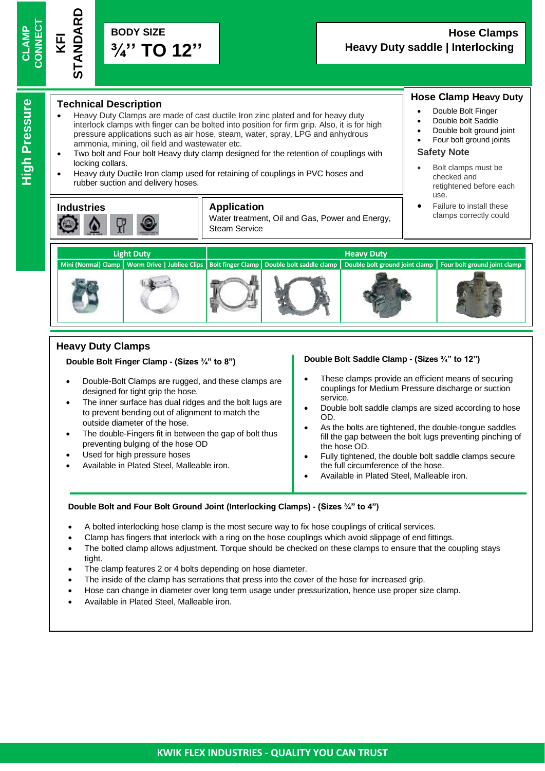CLAMP CONNECT

KFI STANDARD

**BODY SIZE**
**¾'' TO 12''**

**Hose Clamps**
**Heavy Duty saddle | Interlocking**

High Pressure

## Technical Description

- Heavy Duty Clamps are made of cast ductile Iron zinc plated and for heavy duty interlock clamps with finger can be bolted into position for firm grip. Also, it is for high pressure applications such as air hose, steam, water, spray, LPG and anhydrous ammonia, mining, oil field and wastewater etc.
- Two bolt and Four bolt Heavy duty clamp designed for the retention of couplings with locking collars.
- Heavy duty Ductile Iron clamp used for retaining of couplings in PVC hoses and rubber suction and delivery hoses.

## Hose Clamp Heavy Duty

- Double Bolt Finger
- Double bolt Saddle
- Double bolt ground joint
- Four bolt ground joints

## Safety Note

- Bolt clamps must be checked and retightened before each use.
- Failure to install these clamps correctly could

## Industries

## Application

Water treatment, Oil and Gas, Power and Energy, Steam Service

| Light Duty | | Heavy Duty | | | |
|---|---|---|---|---|---|
| Mini (Normal) Clamp | Worm Drive \| Jubliee Clips | Bolt finger Clamp | Double bolt saddle clamp | Double bolt ground joint clamp | Four bolt ground joint clamp |

## Heavy Duty Clamps

### Double Bolt Finger Clamp - (Sizes ¾" to 8")

- Double-Bolt Clamps are rugged, and these clamps are designed for tight grip the hose.
- The inner surface has dual ridges and the bolt lugs are to prevent bending out of alignment to match the outside diameter of the hose.
- The double-Fingers fit in between the gap of bolt thus preventing bulging of the hose OD
- Used for high pressure hoses
- Available in Plated Steel, Malleable iron.

### Double Bolt Saddle Clamp - (Sizes ¾" to 12")

- These clamps provide an efficient means of securing couplings for Medium Pressure discharge or suction service.
- Double bolt saddle clamps are sized according to hose OD.
- As the bolts are tightened, the double-tongue saddles fill the gap between the bolt lugs preventing pinching of the hose OD.
- Fully tightened, the double bolt saddle clamps secure the full circumference of the hose.
- Available in Plated Steel, Malleable iron.

### Double Bolt and Four Bolt Ground Joint (Interlocking Clamps) - (Sizes ¾" to 4")

- A bolted interlocking hose clamp is the most secure way to fix hose couplings of critical services.
- Clamp has fingers that interlock with a ring on the hose couplings which avoid slippage of end fittings.
- The bolted clamp allows adjustment. Torque should be checked on these clamps to ensure that the coupling stays tight.
- The clamp features 2 or 4 bolts depending on hose diameter.
- The inside of the clamp has serrations that press into the cover of the hose for increased grip.
- Hose can change in diameter over long term usage under pressurization, hence use proper size clamp.
- Available in Plated Steel, Malleable iron.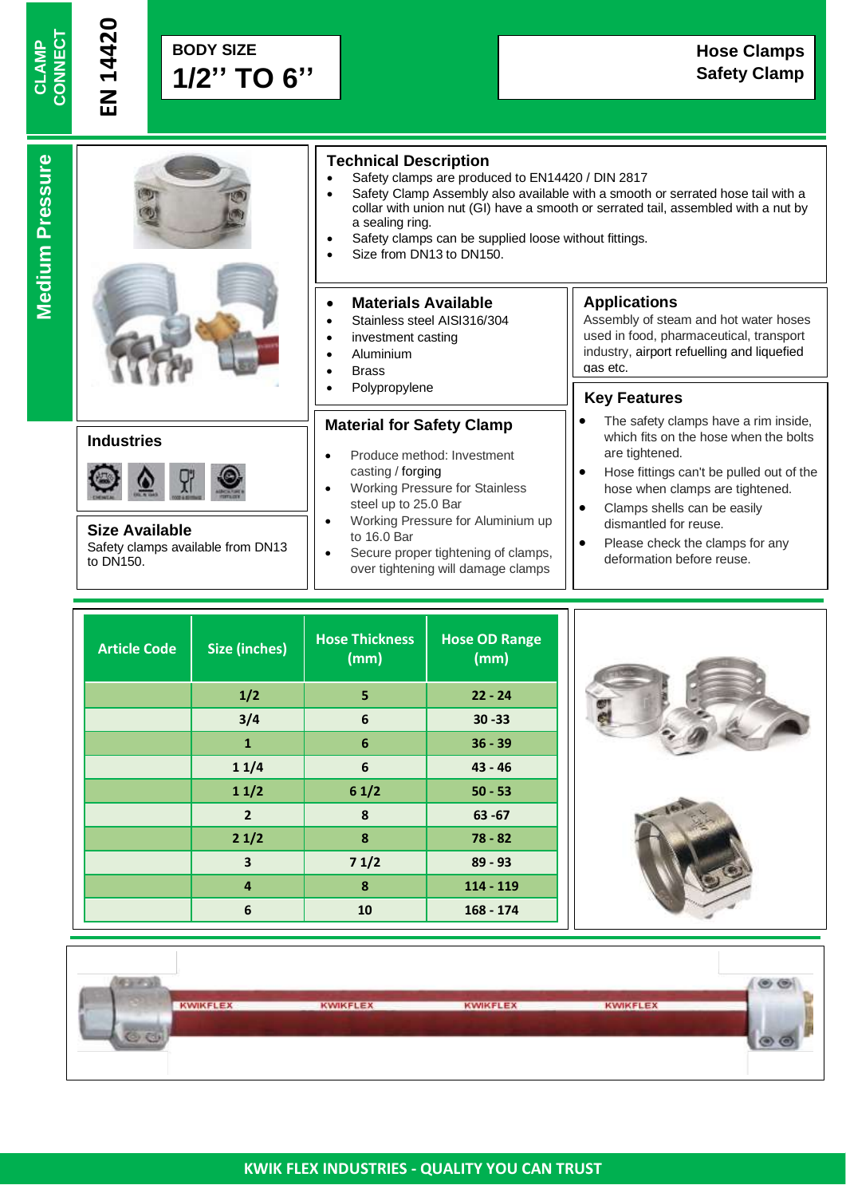CLAMP CONNECT

EN 14420

**BODY SIZE**

# 1/2'' TO 6''

**Hose Clamps**
**Safety Clamp**

**Medium Pressure**

## Technical Description

- Safety clamps are produced to EN14420 / DIN 2817
- Safety Clamp Assembly also available with a smooth or serrated hose tail with a collar with union nut (GI) have a smooth or serrated tail, assembled with a nut by a sealing ring.
- Safety clamps can be supplied loose without fittings.
- Size from DN13 to DN150.

## Materials Available

- Stainless steel AISI316/304
- investment casting
- Aluminium
- Brass
- Polypropylene

## Applications

Assembly of steam and hot water hoses used in food, pharmaceutical, transport industry, airport refuelling and liquefied gas etc.

## Industries

## Size Available

Safety clamps available from DN13 to DN150.

## Material for Safety Clamp

- Produce method: Investment casting / forging
- Working Pressure for Stainless steel up to 25.0 Bar
- Working Pressure for Aluminium up to 16.0 Bar
- Secure proper tightening of clamps, over tightening will damage clamps

## Key Features

- The safety clamps have a rim inside, which fits on the hose when the bolts are tightened.
- Hose fittings can't be pulled out of the hose when clamps are tightened.
- Clamps shells can be easily dismantled for reuse.
- Please check the clamps for any deformation before reuse.

| Article Code | Size (inches) | Hose Thickness (mm) | Hose OD Range (mm) |
|---|---|---|---|
| | 1/2 | 5 | 22 - 24 |
| | 3/4 | 6 | 30 -33 |
| | 1 | 6 | 36 - 39 |
| | 1 1/4 | 6 | 43 - 46 |
| | 1 1/2 | 6 1/2 | 50 - 53 |
| | 2 | 8 | 63 -67 |
| | 2 1/2 | 8 | 78 - 82 |
| | 3 | 7 1/2 | 89 - 93 |
| | 4 | 8 | 114 - 119 |
| | 6 | 10 | 168 - 174 |

**KWIK FLEX INDUSTRIES - QUALITY YOU CAN TRUST**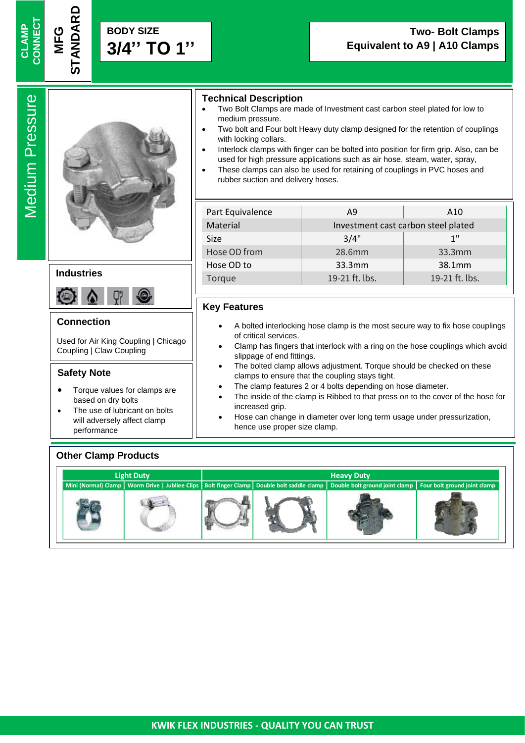CLAMP CONNECT

MFG STANDARD

**BODY SIZE**
**3/4'' TO 1''**

**Two- Bolt Clamps**
**Equivalent to A9 | A10 Clamps**

Medium Pressure

## Technical Description

- Two Bolt Clamps are made of Investment cast carbon steel plated for low to medium pressure.
- Two bolt and Four bolt Heavy duty clamp designed for the retention of couplings with locking collars.
- Interlock clamps with finger can be bolted into position for firm grip. Also, can be used for high pressure applications such as air hose, steam, water, spray,
- These clamps can also be used for retaining of couplings in PVC hoses and rubber suction and delivery hoses.

| | | |
|---|---|---|
| Part Equivalence | A9 | A10 |
| Material | Investment cast carbon steel plated | |
| Size | 3/4" | 1" |
| Hose OD from | 28.6mm | 33.3mm |
| Hose OD to | 33.3mm | 38.1mm |
| Torque | 19-21 ft. lbs. | 19-21 ft. lbs. |

## Industries

## Connection

Used for Air King Coupling | Chicago Coupling | Claw Coupling

## Safety Note

- Torque values for clamps are based on dry bolts
- The use of lubricant on bolts will adversely affect clamp performance

## Key Features

- A bolted interlocking hose clamp is the most secure way to fix hose couplings of critical services.
- Clamp has fingers that interlock with a ring on the hose couplings which avoid slippage of end fittings.
- The bolted clamp allows adjustment. Torque should be checked on these clamps to ensure that the coupling stays tight.
- The clamp features 2 or 4 bolts depending on hose diameter.
- The inside of the clamp is Ribbed to that press on to the cover of the hose for increased grip.
- Hose can change in diameter over long term usage under pressurization, hence use proper size clamp.

## Other Clamp Products

| Light Duty | | Heavy Duty | | | |
|---|---|---|---|---|---|
| Mini (Normal) Clamp | Worm Drive \| Jubliee Clips | Bolt finger Clamp | Double bolt saddle clamp | Double bolt ground joint clamp | Four bolt ground joint clamp |

KWIK FLEX INDUSTRIES - QUALITY YOU CAN TRUST